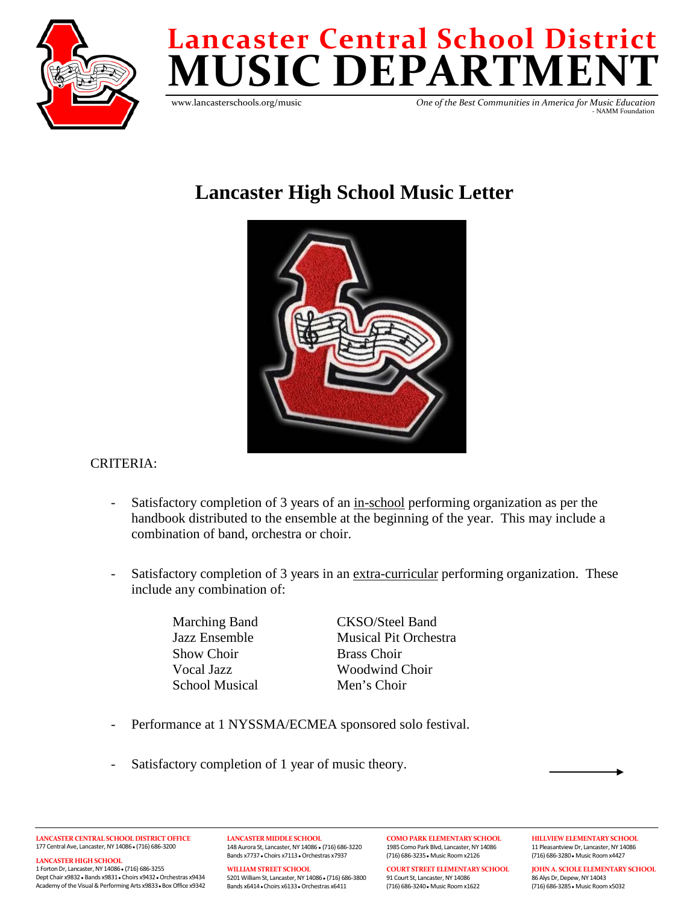# Lancaster Central School District
# MUSIC DEPARTMENT

www.lancasterschools.org/music

*One of the Best Communities in America for Music Education*
- NAMM Foundation

## Lancaster High School Music Letter

CRITERIA:

- Satisfactory completion of 3 years of an in-school performing organization as per the handbook distributed to the ensemble at the beginning of the year. This may include a combination of band, orchestra or choir.

- Satisfactory completion of 3 years in an extra-curricular performing organization. These include any combination of:

| | |
|---|---|
| Marching Band | CKSO/Steel Band |
| Jazz Ensemble | Musical Pit Orchestra |
| Show Choir | Brass Choir |
| Vocal Jazz | Woodwind Choir |
| School Musical | Men's Choir |

- Performance at 1 NYSSMA/ECMEA sponsored solo festival.

- Satisfactory completion of 1 year of music theory.

---

**LANCASTER CENTRAL SCHOOL DISTRICT OFFICE**
177 Central Ave, Lancaster, NY 14086 • (716) 686-3200

**LANCASTER HIGH SCHOOL**
1 Forton Dr, Lancaster, NY 14086 • (716) 686-3255
Dept Chair x9832 • Bands x9831 • Choirs x9432 • Orchestras x9434
Academy of the Visual & Performing Arts x9833 • Box Office x9342

**LANCASTER MIDDLE SCHOOL**
148 Aurora St, Lancaster, NY 14086 • (716) 686-3220
Bands x7737 • Choirs x7113 • Orchestras x7937

**WILLIAM STREET SCHOOL**
5201 William St, Lancaster, NY 14086 • (716) 686-3800
Bands x6414 • Choirs x6133 • Orchestras x6411

**COMO PARK ELEMENTARY SCHOOL**
1985 Como Park Blvd, Lancaster, NY 14086
(716) 686-3235 • Music Room x2126

**COURT STREET ELEMENTARY SCHOOL**
91 Court St, Lancaster, NY 14086
(716) 686-3240 • Music Room x1622

**HILLVIEW ELEMENTARY SCHOOL**
11 Pleasantview Dr, Lancaster, NY 14086
(716) 686-3280 • Music Room x4427

**JOHN A. SCIOLE ELEMENTARY SCHOOL**
86 Alys Dr, Depew, NY 14043
(716) 686-3285 • Music Room x5032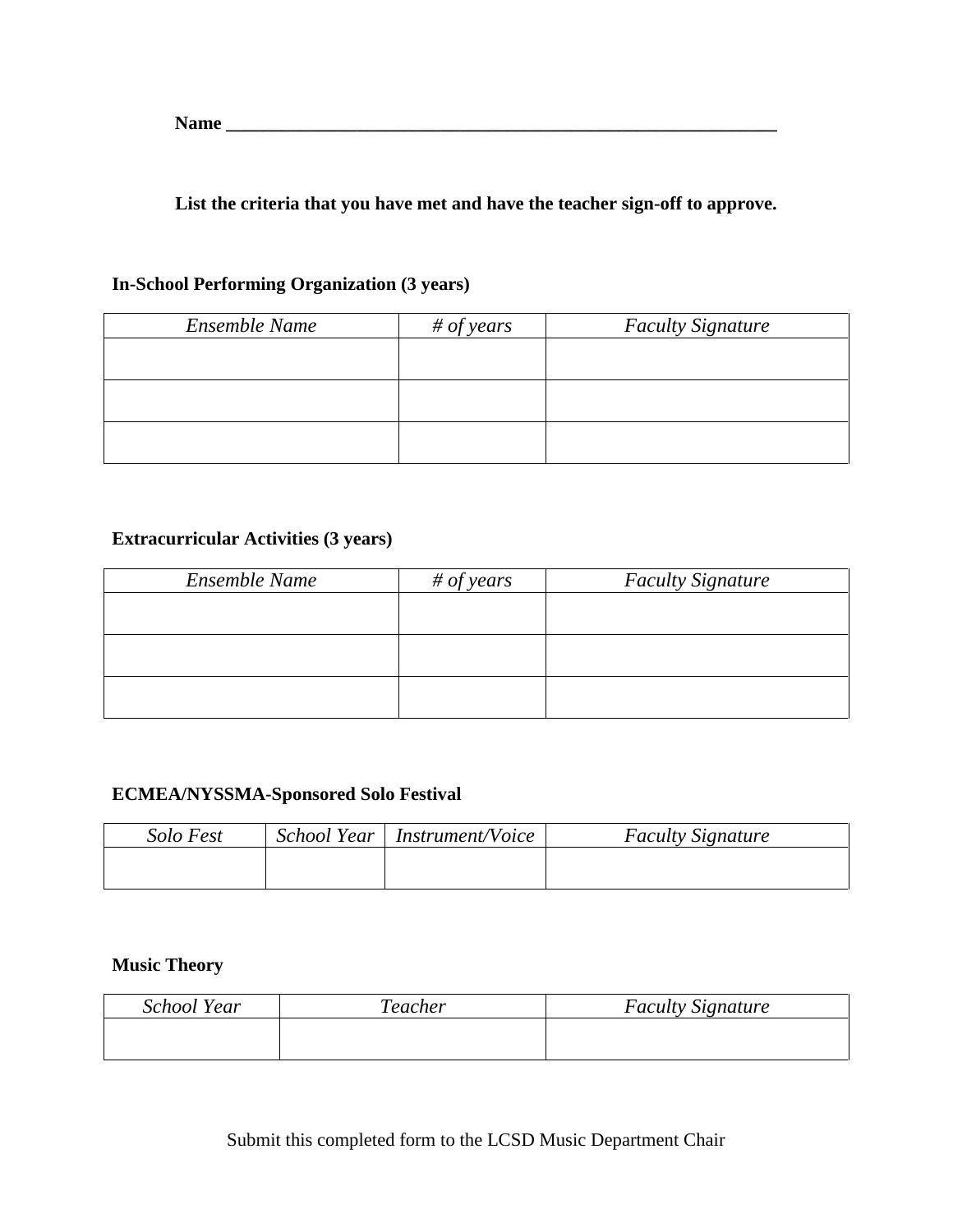**Name _______________________________________________________________**

**List the criteria that you have met and have the teacher sign-off to approve.**

**In-School Performing Organization (3 years)**

| *Ensemble Name* | *# of years* | *Faculty Signature* |
|---|---|---|
| | | |
| | | |
| | | |

**Extracurricular Activities (3 years)**

| *Ensemble Name* | *# of years* | *Faculty Signature* |
|---|---|---|
| | | |
| | | |
| | | |

**ECMEA/NYSSMA-Sponsored Solo Festival**

| *Solo Fest* | *School Year* | *Instrument/Voice* | *Faculty Signature* |
|---|---|---|---|
| | | | |

**Music Theory**

| *School Year* | *Teacher* | *Faculty Signature* |
|---|---|---|
| | | |

Submit this completed form to the LCSD Music Department Chair